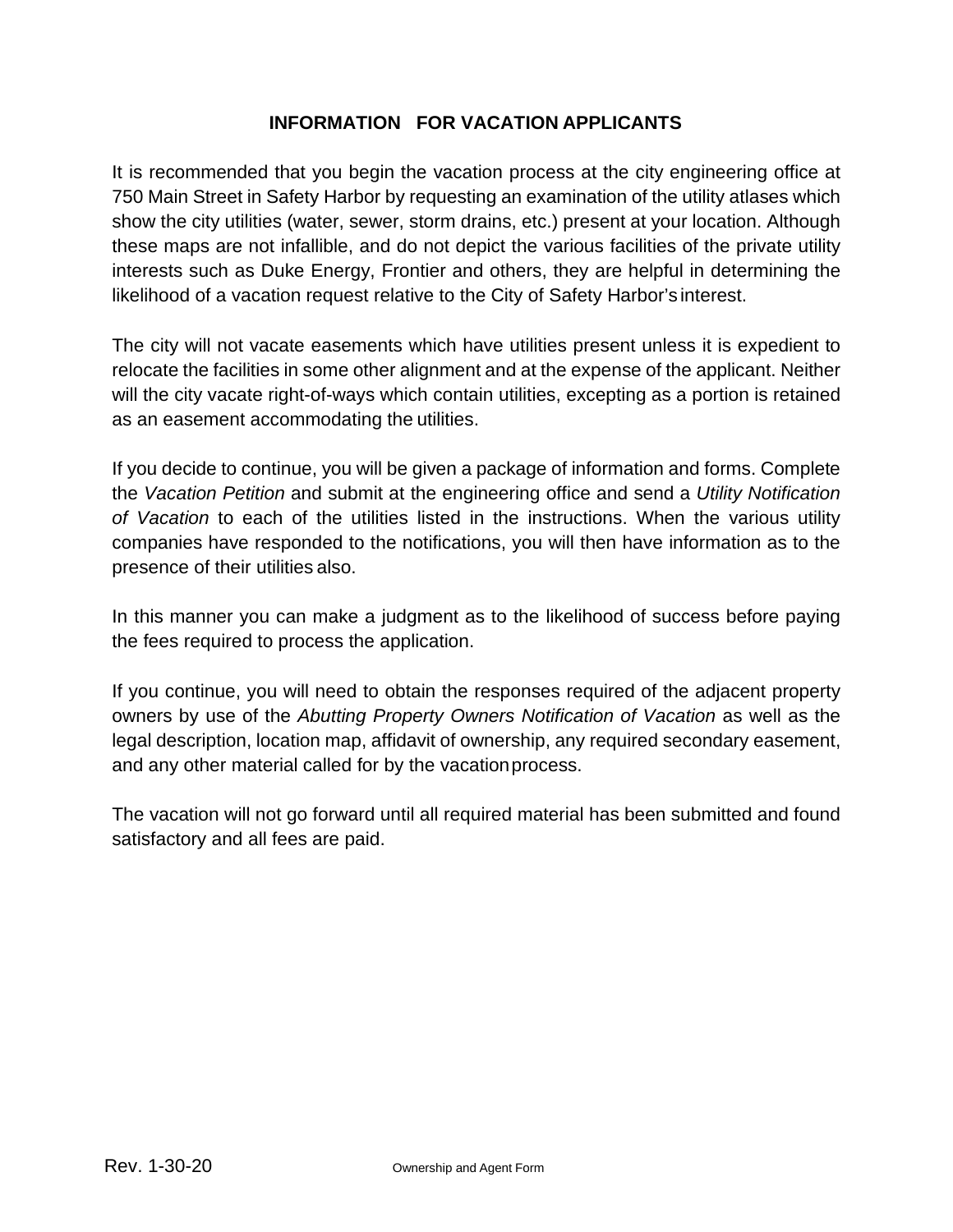# INFORMATION FOR VACATION APPLICANTS

It is recommended that you begin the vacation process at the city engineering office at 750 Main Street in Safety Harbor by requesting an examination of the utility atlases which show the city utilities (water, sewer, storm drains, etc.) present at your location. Although these maps are not infallible, and do not depict the various facilities of the private utility interests such as Duke Energy, Frontier and others, they are helpful in determining the likelihood of a vacation request relative to the City of Safety Harbor's interest.

The city will not vacate easements which have utilities present unless it is expedient to relocate the facilities in some other alignment and at the expense of the applicant. Neither will the city vacate right-of-ways which contain utilities, excepting as a portion is retained as an easement accommodating the utilities.

If you decide to continue, you will be given a package of information and forms. Complete the *Vacation Petition* and submit at the engineering office and send a *Utility Notification of Vacation* to each of the utilities listed in the instructions. When the various utility companies have responded to the notifications, you will then have information as to the presence of their utilities also.

In this manner you can make a judgment as to the likelihood of success before paying the fees required to process the application.

If you continue, you will need to obtain the responses required of the adjacent property owners by use of the *Abutting Property Owners Notification of Vacation* as well as the legal description, location map, affidavit of ownership, any required secondary easement, and any other material called for by the vacation process.

The vacation will not go forward until all required material has been submitted and found satisfactory and all fees are paid.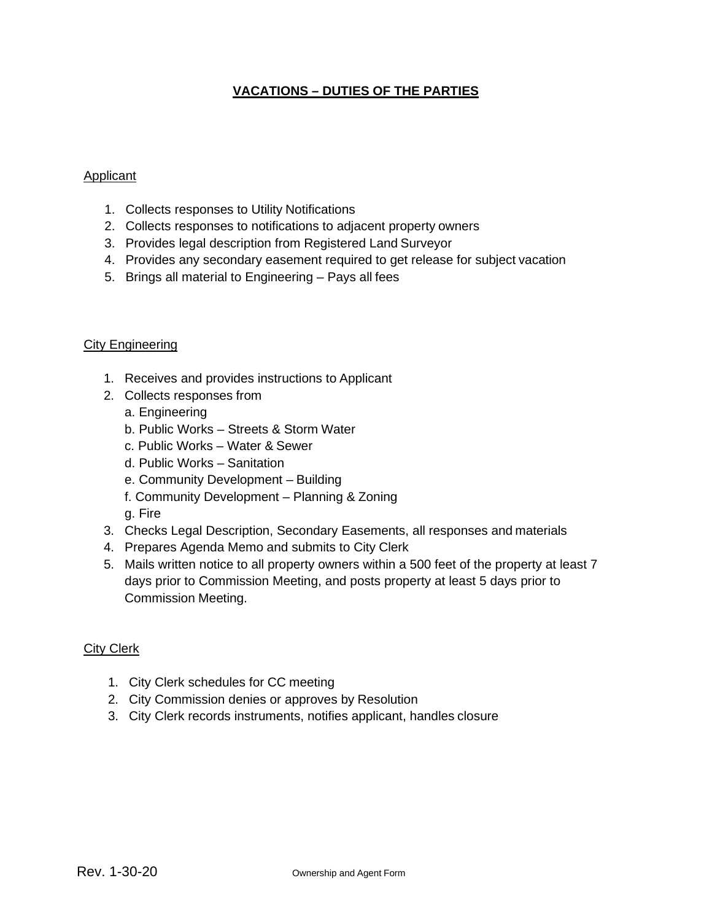# VACATIONS – DUTIES OF THE PARTIES

## Applicant

1. Collects responses to Utility Notifications
2. Collects responses to notifications to adjacent property owners
3. Provides legal description from Registered Land Surveyor
4. Provides any secondary easement required to get release for subject vacation
5. Brings all material to Engineering – Pays all fees

## City Engineering

1. Receives and provides instructions to Applicant
2. Collects responses from
   a. Engineering
   b. Public Works – Streets & Storm Water
   c. Public Works – Water & Sewer
   d. Public Works – Sanitation
   e. Community Development – Building
   f. Community Development – Planning & Zoning
   g. Fire
3. Checks Legal Description, Secondary Easements, all responses and materials
4. Prepares Agenda Memo and submits to City Clerk
5. Mails written notice to all property owners within a 500 feet of the property at least 7 days prior to Commission Meeting, and posts property at least 5 days prior to Commission Meeting.

## City Clerk

1. City Clerk schedules for CC meeting
2. City Commission denies or approves by Resolution
3. City Clerk records instruments, notifies applicant, handles closure

Rev. 1-30-20 Ownership and Agent Form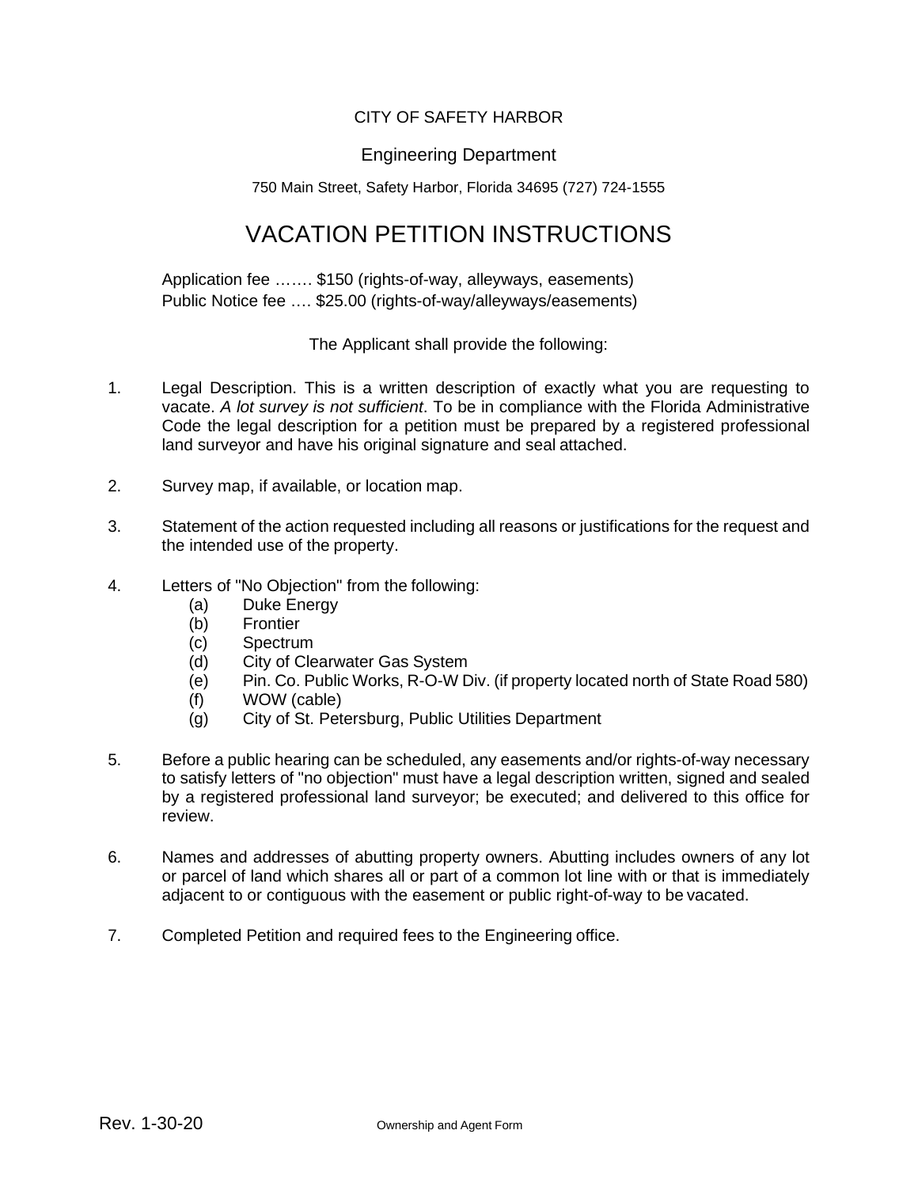CITY OF SAFETY HARBOR

Engineering Department

750 Main Street, Safety Harbor, Florida 34695 (727) 724-1555

# VACATION PETITION INSTRUCTIONS

Application fee ……. $150 (rights-of-way, alleyways, easements)
Public Notice fee …. $25.00 (rights-of-way/alleyways/easements)

The Applicant shall provide the following:

1. Legal Description. This is a written description of exactly what you are requesting to vacate. *A lot survey is not sufficient*. To be in compliance with the Florida Administrative Code the legal description for a petition must be prepared by a registered professional land surveyor and have his original signature and seal attached.

2. Survey map, if available, or location map.

3. Statement of the action requested including all reasons or justifications for the request and the intended use of the property.

4. Letters of "No Objection" from the following:
   - (a) Duke Energy
   - (b) Frontier
   - (c) Spectrum
   - (d) City of Clearwater Gas System
   - (e) Pin. Co. Public Works, R-O-W Div. (if property located north of State Road 580)
   - (f) WOW (cable)
   - (g) City of St. Petersburg, Public Utilities Department

5. Before a public hearing can be scheduled, any easements and/or rights-of-way necessary to satisfy letters of "no objection" must have a legal description written, signed and sealed by a registered professional land surveyor; be executed; and delivered to this office for review.

6. Names and addresses of abutting property owners. Abutting includes owners of any lot or parcel of land which shares all or part of a common lot line with or that is immediately adjacent to or contiguous with the easement or public right-of-way to be vacated.

7. Completed Petition and required fees to the Engineering office.

Rev. 1-30-20 Ownership and Agent Form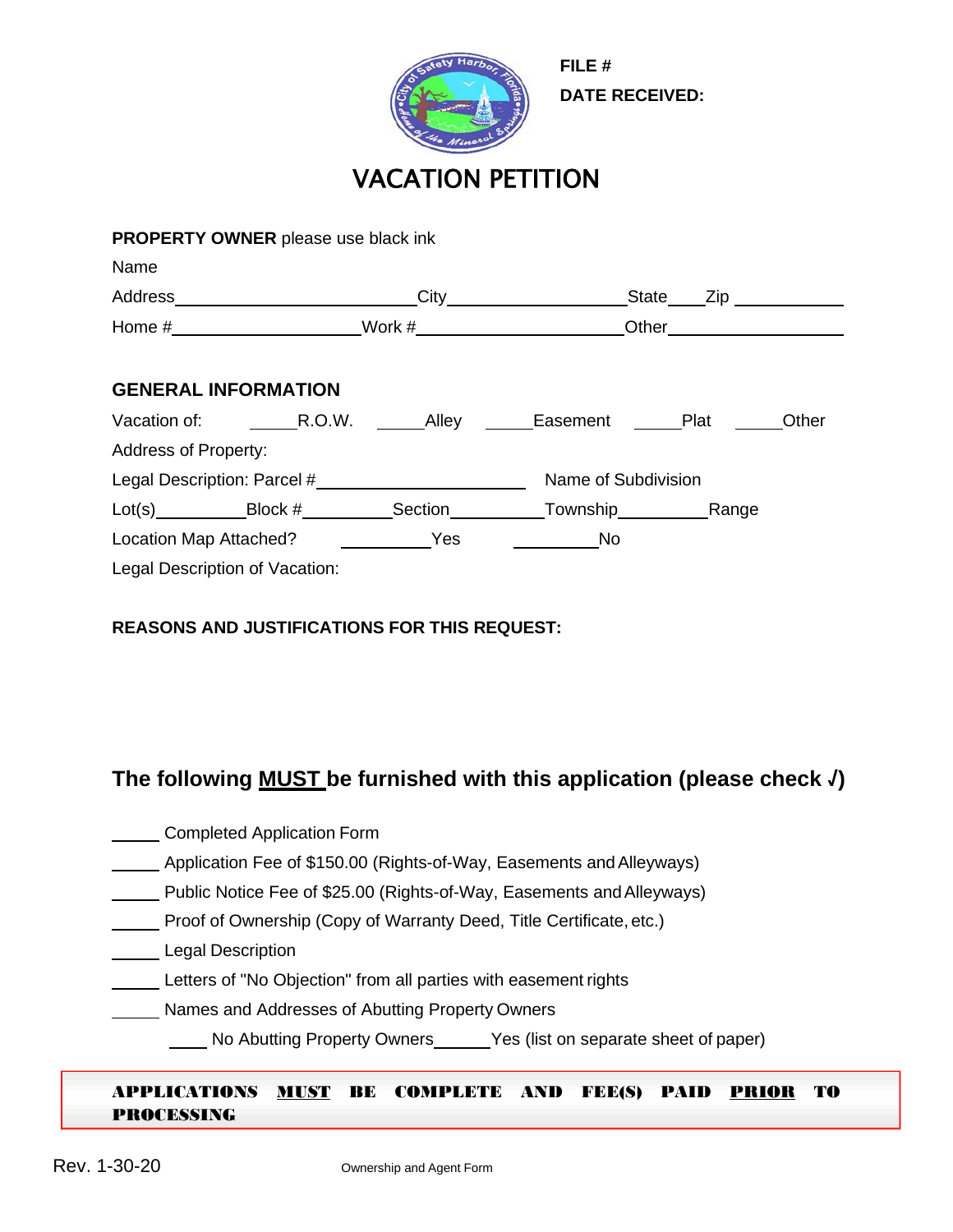FILE #

DATE RECEIVED:

# VACATION PETITION

**PROPERTY OWNER** please use black ink

Name

Address\_\_\_\_\_\_\_\_\_\_\_\_\_\_\_\_\_\_\_\_\_\_\_\_City\_\_\_\_\_\_\_\_\_\_\_\_\_\_\_\_\_\_State\_\_\_\_Zip \_\_\_\_\_\_\_\_\_\_

Home #\_\_\_\_\_\_\_\_\_\_\_\_\_\_\_\_\_\_Work #\_\_\_\_\_\_\_\_\_\_\_\_\_\_\_\_\_\_\_\_Other\_\_\_\_\_\_\_\_\_\_\_\_\_\_\_\_\_

## GENERAL INFORMATION

Vacation of: \_\_\_\_\_R.O.W. \_\_\_\_\_Alley \_\_\_\_\_Easement \_\_\_\_\_Plat \_\_\_\_\_Other

Address of Property:

Legal Description: Parcel #\_\_\_\_\_\_\_\_\_\_\_\_\_\_\_\_\_\_\_\_\_\_ Name of Subdivision

Lot(s)\_\_\_\_\_\_\_\_\_Block #\_\_\_\_\_\_\_\_\_\_Section\_\_\_\_\_\_\_\_\_\_Township\_\_\_\_\_\_\_\_\_\_Range

Location Map Attached? \_\_\_\_\_\_\_\_\_\_Yes \_\_\_\_\_\_\_\_\_\_No

Legal Description of Vacation:

**REASONS AND JUSTIFICATIONS FOR THIS REQUEST:**

### The following MUST be furnished with this application (please check √)

\_\_\_\_\_ Completed Application Form

\_\_\_\_\_ Application Fee of $150.00 (Rights-of-Way, Easements and Alleyways)

\_\_\_\_\_ Public Notice Fee of $25.00 (Rights-of-Way, Easements and Alleyways)

\_\_\_\_\_ Proof of Ownership (Copy of Warranty Deed, Title Certificate, etc.)

\_\_\_\_\_ Legal Description

\_\_\_\_\_ Letters of "No Objection" from all parties with easement rights

\_\_\_\_\_ Names and Addresses of Abutting Property Owners

\_\_\_\_ No Abutting Property Owners\_\_\_\_\_\_Yes (list on separate sheet of paper)

**APPLICATIONS MUST BE COMPLETE AND FEE(S) PAID PRIOR TO PROCESSING**

Rev. 1-30-20

Ownership and Agent Form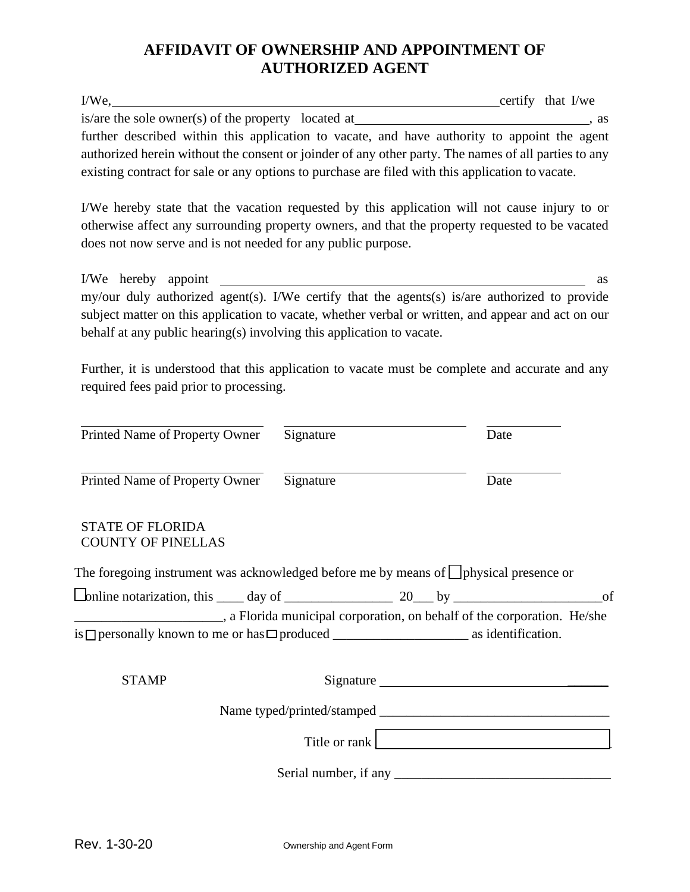# AFFIDAVIT OF OWNERSHIP AND APPOINTMENT OF AUTHORIZED AGENT

I/We, ____________________________________________________________ certify that I/we is/are the sole owner(s) of the property located at ____________________________________, as further described within this application to vacate, and have authority to appoint the agent authorized herein without the consent or joinder of any other party. The names of all parties to any existing contract for sale or any options to purchase are filed with this application to vacate.

I/We hereby state that the vacation requested by this application will not cause injury to or otherwise affect any surrounding property owners, and that the property requested to be vacated does not now serve and is not needed for any public purpose.

I/We hereby appoint ____________________________________________________________ as my/our duly authorized agent(s). I/We certify that the agents(s) is/are authorized to provide subject matter on this application to vacate, whether verbal or written, and appear and act on our behalf at any public hearing(s) involving this application to vacate.

Further, it is understood that this application to vacate must be complete and accurate and any required fees paid prior to processing.

| | | |
|---|---|---|
| ______________________________ | ______________________________ | ____________ |
| Printed Name of Property Owner | Signature | Date |
| ______________________________ | ______________________________ | ____________ |
| Printed Name of Property Owner | Signature | Date |

STATE OF FLORIDA
COUNTY OF PINELLAS

The foregoing instrument was acknowledged before me by means of ☐ physical presence or ☐ online notarization, this ____ day of ________________ 20___ by ______________________of ______________________, a Florida municipal corporation, on behalf of the corporation. He/she is ☐ personally known to me or has ☐ produced ____________________ as identification.

STAMP

Signature ____________________________________

Name typed/printed/stamped __________________________________

Title or rank __________________________________

Serial number, if any ________________________________

Rev. 1-30-20

Ownership and Agent Form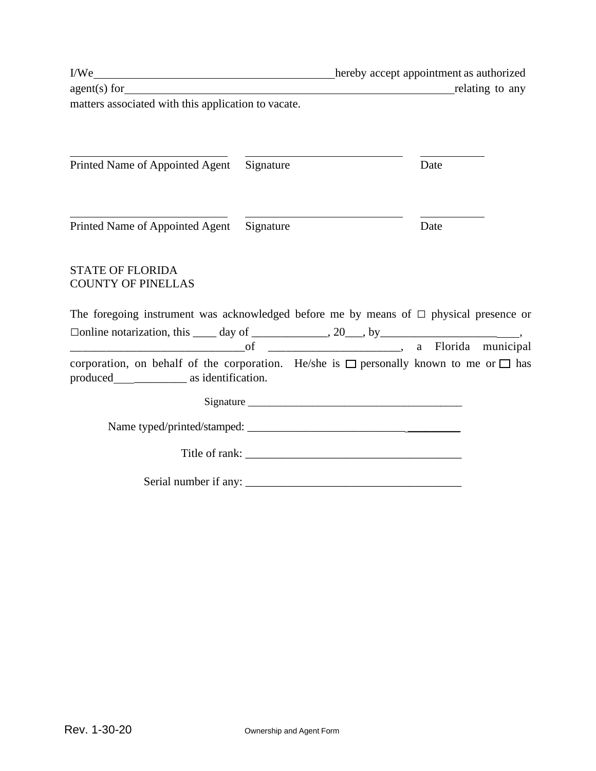I/We _________________________________________ hereby accept appointment as authorized agent(s) for _________________________________________________________ relating to any matters associated with this application to vacate.

| | | |
|---|---|---|
| ___________________________ | ___________________________ | ___________ |
| Printed Name of Appointed Agent | Signature | Date |
| | | |
| ___________________________ | ___________________________ | ___________ |
| Printed Name of Appointed Agent | Signature | Date |

STATE OF FLORIDA
COUNTY OF PINELLAS

The foregoing instrument was acknowledged before me by means of ☐ physical presence or ☐online notarization, this ____ day of _____________, 20___, by________________________, _____________________________of ______________________, a Florida municipal corporation, on behalf of the corporation. He/she is ☐ personally known to me or ☐ has produced_____________ as identification.

Signature _______________________________________

Name typed/printed/stamped: ___________________________________

Title of rank: _____________________________________

Serial number if any: _____________________________________

Rev. 1-30-20 Ownership and Agent Form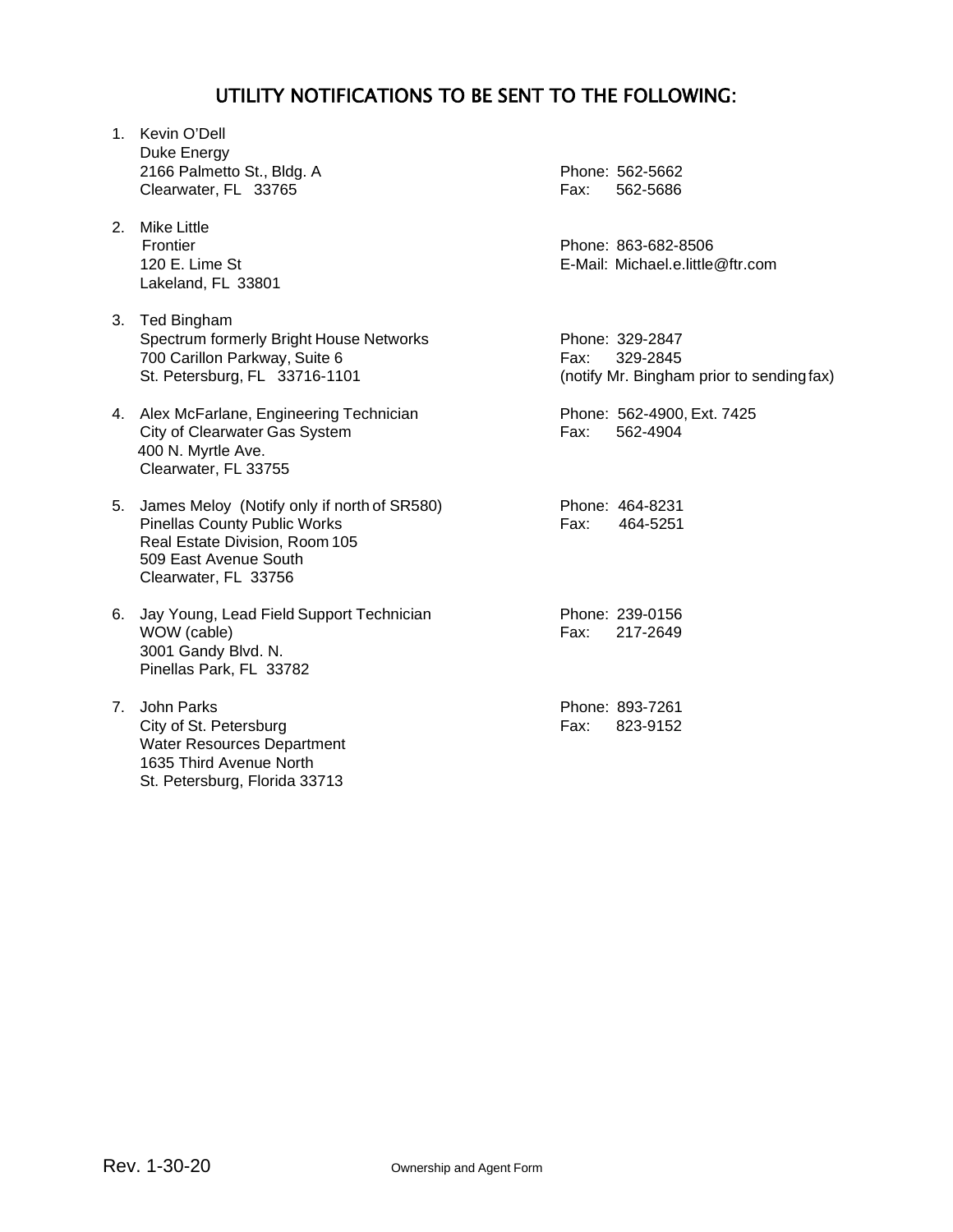# UTILITY NOTIFICATIONS TO BE SENT TO THE FOLLOWING:

1. Kevin O'Dell
   Duke Energy
   2166 Palmetto St., Bldg. A
   Clearwater, FL 33765

   Phone: 562-5662
   Fax: 562-5686

2. Mike Little
   Frontier
   120 E. Lime St
   Lakeland, FL 33801

   Phone: 863-682-8506
   E-Mail: Michael.e.little@ftr.com

3. Ted Bingham
   Spectrum formerly Bright House Networks
   700 Carillon Parkway, Suite 6
   St. Petersburg, FL 33716-1101

   Phone: 329-2847
   Fax: 329-2845
   (notify Mr. Bingham prior to sending fax)

4. Alex McFarlane, Engineering Technician
   City of Clearwater Gas System
   400 N. Myrtle Ave.
   Clearwater, FL 33755

   Phone: 562-4900, Ext. 7425
   Fax: 562-4904

5. James Meloy (Notify only if north of SR580)
   Pinellas County Public Works
   Real Estate Division, Room 105
   509 East Avenue South
   Clearwater, FL 33756

   Phone: 464-8231
   Fax: 464-5251

6. Jay Young, Lead Field Support Technician
   WOW (cable)
   3001 Gandy Blvd. N.
   Pinellas Park, FL 33782

   Phone: 239-0156
   Fax: 217-2649

7. John Parks
   City of St. Petersburg
   Water Resources Department
   1635 Third Avenue North
   St. Petersburg, Florida 33713

   Phone: 893-7261
   Fax: 823-9152

Rev. 1-30-20 Ownership and Agent Form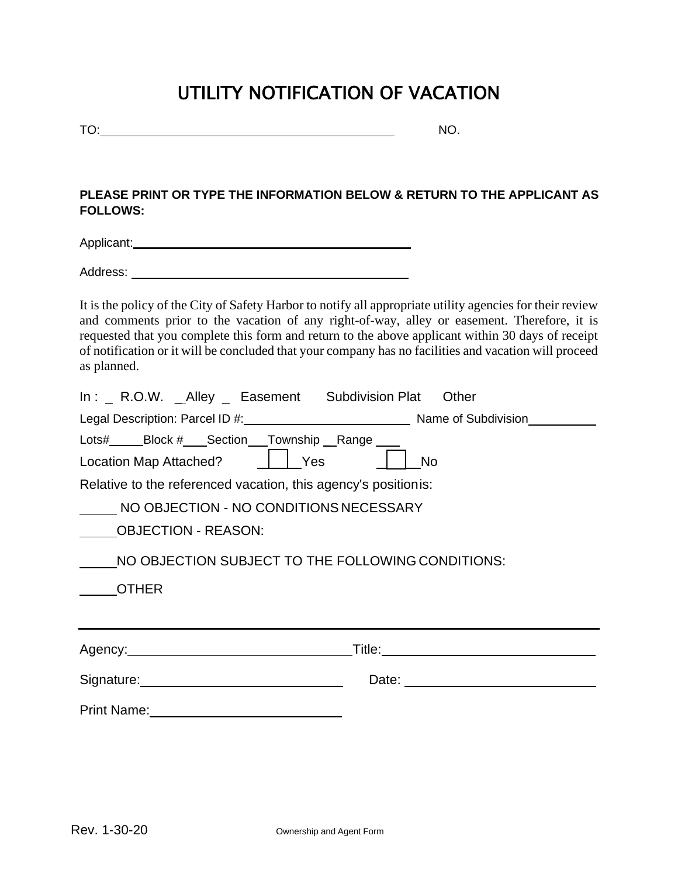# UTILITY NOTIFICATION OF VACATION

TO:______________________________________ NO.

**PLEASE PRINT OR TYPE THE INFORMATION BELOW & RETURN TO THE APPLICANT AS FOLLOWS:**

Applicant:______________________________________

Address: ______________________________________

It is the policy of the City of Safety Harbor to notify all appropriate utility agencies for their review and comments prior to the vacation of any right-of-way, alley or easement. Therefore, it is requested that you complete this form and return to the above applicant within 30 days of receipt of notification or it will be concluded that your company has no facilities and vacation will proceed as planned.

In : _ R.O.W. _Alley _ Easement Subdivision Plat Other

Legal Description: Parcel ID #:______________________ Name of Subdivision__________

Lots#_____Block #___Section___Township __Range ___

Location Map Attached? ☐ Yes ☐ No

Relative to the referenced vacation, this agency's position is:

_____ NO OBJECTION - NO CONDITIONS NECESSARY

_____ OBJECTION - REASON:

_____ NO OBJECTION SUBJECT TO THE FOLLOWING CONDITIONS:

_____ OTHER

---

Agency:______________________________ Title:______________________________

Signature:____________________________ Date: ______________________________

Print Name:___________________________

Rev. 1-30-20 Ownership and Agent Form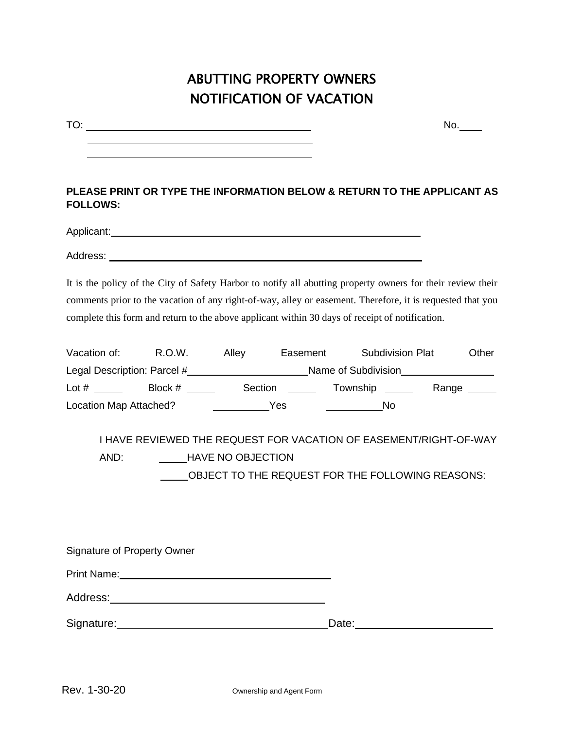# ABUTTING PROPERTY OWNERS NOTIFICATION OF VACATION

TO: ______________________________________ No.____

______________________________________

______________________________________

**PLEASE PRINT OR TYPE THE INFORMATION BELOW & RETURN TO THE APPLICANT AS FOLLOWS:**

Applicant: ______________________________________

Address: ______________________________________

It is the policy of the City of Safety Harbor to notify all abutting property owners for their review their comments prior to the vacation of any right-of-way, alley or easement. Therefore, it is requested that you complete this form and return to the above applicant within 30 days of receipt of notification.

Vacation of: R.O.W. Alley Easement Subdivision Plat Other

Legal Description: Parcel # ____________________ Name of Subdivision ________________

Lot # _____ Block # _____ Section _____ Township _____ Range _____

Location Map Attached? __________ Yes __________ No

I HAVE REVIEWED THE REQUEST FOR VACATION OF EASEMENT/RIGHT-OF-WAY AND: _____ HAVE NO OBJECTION

_____ OBJECT TO THE REQUEST FOR THE FOLLOWING REASONS:

Signature of Property Owner

Print Name: ______________________________________

Address: ______________________________________

Signature: ______________________________ Date: ______________________

Rev. 1-30-20

Ownership and Agent Form